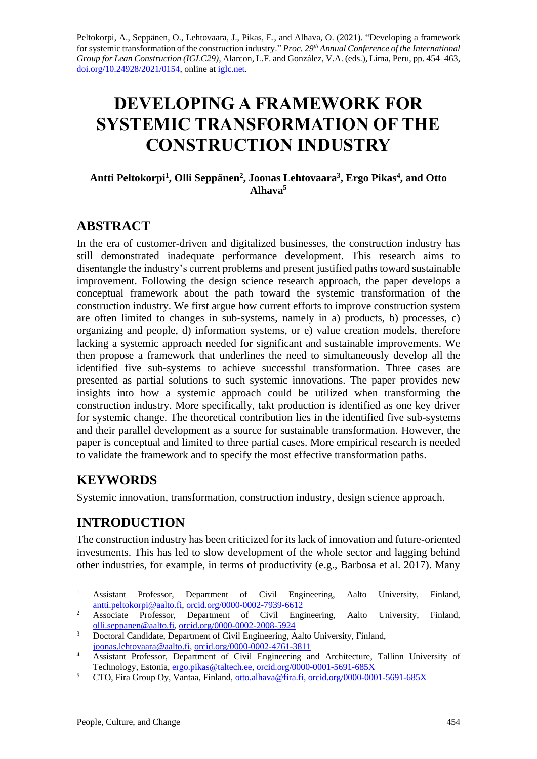Peltokorpi, A., Seppänen, O., Lehtovaara, J., Pikas, E., and Alhava, O. (2021). "Developing a framework for systemic transformation of the construction industry." *Proc. 29th Annual Conference of the International Group for Lean Construction (IGLC29)*, Alarcon, L.F. and González, V.A. (eds.), Lima, Peru, pp. 454–463, doi.org/10.24928/2021/0154, online at iglc.net.

# DEVELOPING A FRAMEWORK FOR SYSTEMIC TRANSFORMATION OF THE CONSTRUCTION INDUSTRY

**Antti Peltokorpi[1], Olli Seppänen[2], Joonas Lehtovaara[3], Ergo Pikas[4], and Otto Alhava[5]**

## ABSTRACT

In the era of customer-driven and digitalized businesses, the construction industry has still demonstrated inadequate performance development. This research aims to disentangle the industry's current problems and present justified paths toward sustainable improvement. Following the design science research approach, the paper develops a conceptual framework about the path toward the systemic transformation of the construction industry. We first argue how current efforts to improve construction system are often limited to changes in sub-systems, namely in a) products, b) processes, c) organizing and people, d) information systems, or e) value creation models, therefore lacking a systemic approach needed for significant and sustainable improvements. We then propose a framework that underlines the need to simultaneously develop all the identified five sub-systems to achieve successful transformation. Three cases are presented as partial solutions to such systemic innovations. The paper provides new insights into how a systemic approach could be utilized when transforming the construction industry. More specifically, takt production is identified as one key driver for systemic change. The theoretical contribution lies in the identified five sub-systems and their parallel development as a source for sustainable transformation. However, the paper is conceptual and limited to three partial cases. More empirical research is needed to validate the framework and to specify the most effective transformation paths.

## KEYWORDS

Systemic innovation, transformation, construction industry, design science approach.

## INTRODUCTION

The construction industry has been criticized for its lack of innovation and future-oriented investments. This has led to slow development of the whole sector and lagging behind other industries, for example, in terms of productivity (e.g., Barbosa et al. 2017). Many

---

[1] Assistant Professor, Department of Civil Engineering, Aalto University, Finland, antti.peltokorpi@aalto.fi, orcid.org/0000-0002-7939-6612

[2] Associate Professor, Department of Civil Engineering, Aalto University, Finland, olli.seppanen@aalto.fi, orcid.org/0000-0002-2008-5924

[3] Doctoral Candidate, Department of Civil Engineering, Aalto University, Finland, joonas.lehtovaara@aalto.fi, orcid.org/0000-0002-4761-3811

[4] Assistant Professor, Department of Civil Engineering and Architecture, Tallinn University of Technology, Estonia, ergo.pikas@taltech.ee, orcid.org/0000-0001-5691-685X

[5] CTO, Fira Group Oy, Vantaa, Finland, otto.alhava@fira.fi, orcid.org/0000-0001-5691-685X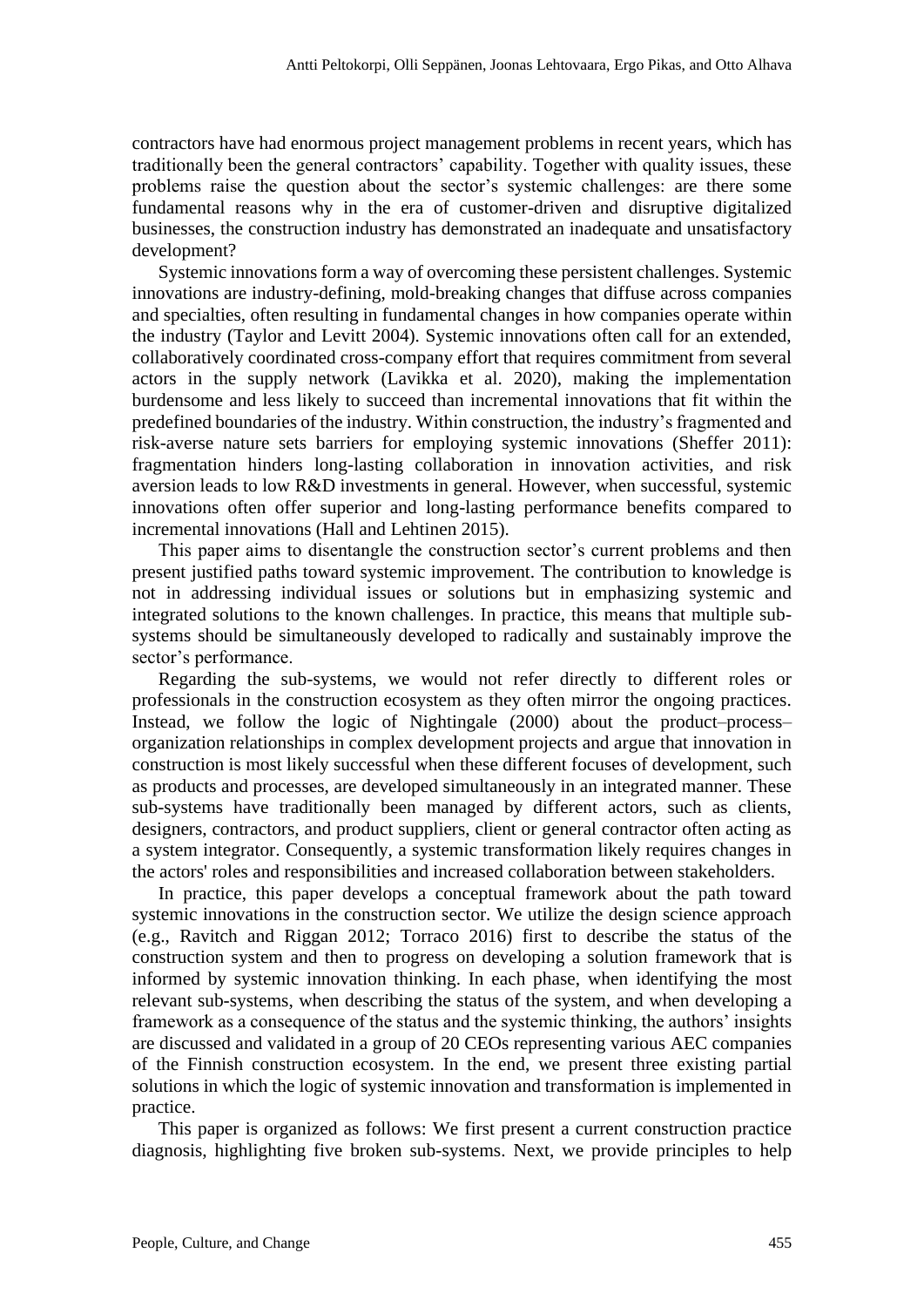contractors have had enormous project management problems in recent years, which has traditionally been the general contractors' capability. Together with quality issues, these problems raise the question about the sector's systemic challenges: are there some fundamental reasons why in the era of customer-driven and disruptive digitalized businesses, the construction industry has demonstrated an inadequate and unsatisfactory development?

Systemic innovations form a way of overcoming these persistent challenges. Systemic innovations are industry-defining, mold-breaking changes that diffuse across companies and specialties, often resulting in fundamental changes in how companies operate within the industry (Taylor and Levitt 2004). Systemic innovations often call for an extended, collaboratively coordinated cross-company effort that requires commitment from several actors in the supply network (Lavikka et al. 2020), making the implementation burdensome and less likely to succeed than incremental innovations that fit within the predefined boundaries of the industry. Within construction, the industry's fragmented and risk-averse nature sets barriers for employing systemic innovations (Sheffer 2011): fragmentation hinders long-lasting collaboration in innovation activities, and risk aversion leads to low R&D investments in general. However, when successful, systemic innovations often offer superior and long-lasting performance benefits compared to incremental innovations (Hall and Lehtinen 2015).

This paper aims to disentangle the construction sector's current problems and then present justified paths toward systemic improvement. The contribution to knowledge is not in addressing individual issues or solutions but in emphasizing systemic and integrated solutions to the known challenges. In practice, this means that multiple sub-systems should be simultaneously developed to radically and sustainably improve the sector's performance.

Regarding the sub-systems, we would not refer directly to different roles or professionals in the construction ecosystem as they often mirror the ongoing practices. Instead, we follow the logic of Nightingale (2000) about the product–process–organization relationships in complex development projects and argue that innovation in construction is most likely successful when these different focuses of development, such as products and processes, are developed simultaneously in an integrated manner. These sub-systems have traditionally been managed by different actors, such as clients, designers, contractors, and product suppliers, client or general contractor often acting as a system integrator. Consequently, a systemic transformation likely requires changes in the actors' roles and responsibilities and increased collaboration between stakeholders.

In practice, this paper develops a conceptual framework about the path toward systemic innovations in the construction sector. We utilize the design science approach (e.g., Ravitch and Riggan 2012; Torraco 2016) first to describe the status of the construction system and then to progress on developing a solution framework that is informed by systemic innovation thinking. In each phase, when identifying the most relevant sub-systems, when describing the status of the system, and when developing a framework as a consequence of the status and the systemic thinking, the authors' insights are discussed and validated in a group of 20 CEOs representing various AEC companies of the Finnish construction ecosystem. In the end, we present three existing partial solutions in which the logic of systemic innovation and transformation is implemented in practice.

This paper is organized as follows: We first present a current construction practice diagnosis, highlighting five broken sub-systems. Next, we provide principles to help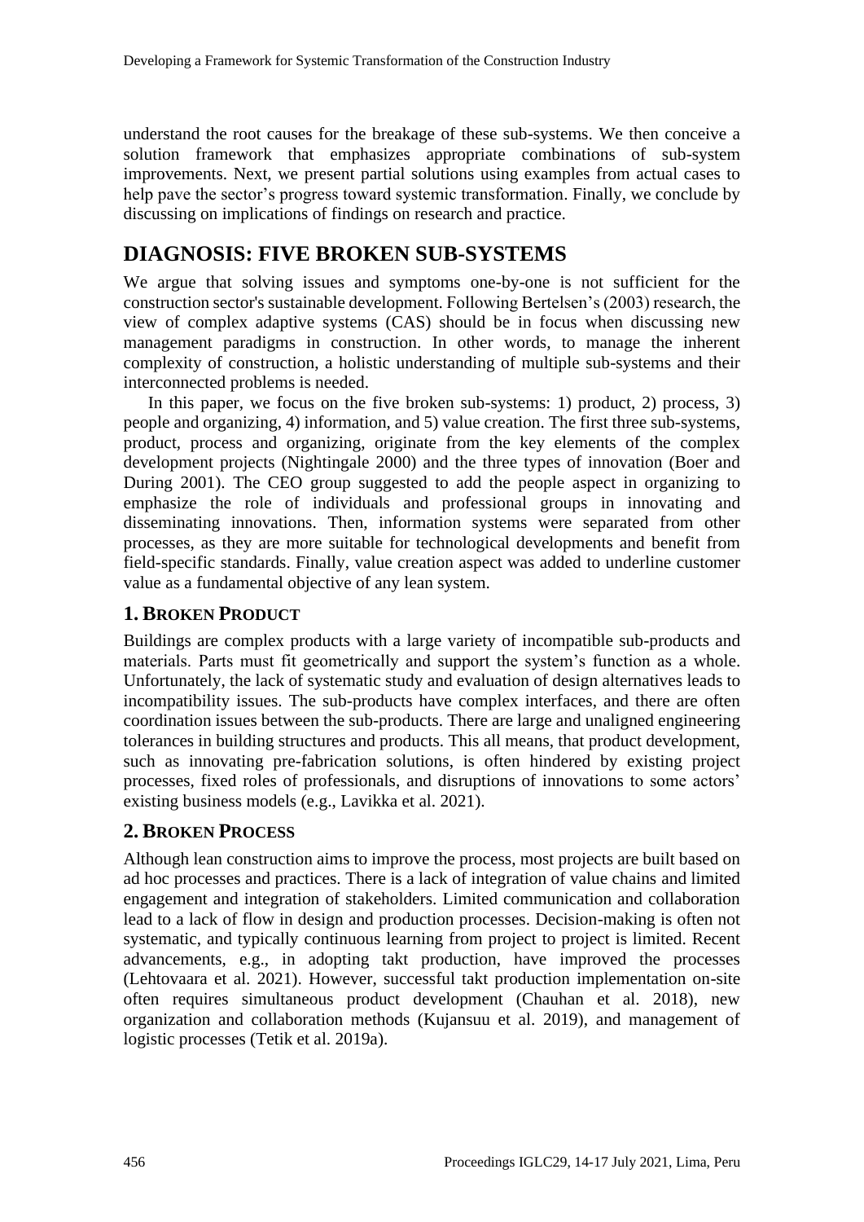understand the root causes for the breakage of these sub-systems. We then conceive a solution framework that emphasizes appropriate combinations of sub-system improvements. Next, we present partial solutions using examples from actual cases to help pave the sector's progress toward systemic transformation. Finally, we conclude by discussing on implications of findings on research and practice.

# DIAGNOSIS: FIVE BROKEN SUB-SYSTEMS

We argue that solving issues and symptoms one-by-one is not sufficient for the construction sector's sustainable development. Following Bertelsen's (2003) research, the view of complex adaptive systems (CAS) should be in focus when discussing new management paradigms in construction. In other words, to manage the inherent complexity of construction, a holistic understanding of multiple sub-systems and their interconnected problems is needed.

In this paper, we focus on the five broken sub-systems: 1) product, 2) process, 3) people and organizing, 4) information, and 5) value creation. The first three sub-systems, product, process and organizing, originate from the key elements of the complex development projects (Nightingale 2000) and the three types of innovation (Boer and During 2001). The CEO group suggested to add the people aspect in organizing to emphasize the role of individuals and professional groups in innovating and disseminating innovations. Then, information systems were separated from other processes, as they are more suitable for technological developments and benefit from field-specific standards. Finally, value creation aspect was added to underline customer value as a fundamental objective of any lean system.

## 1. BROKEN PRODUCT

Buildings are complex products with a large variety of incompatible sub-products and materials. Parts must fit geometrically and support the system's function as a whole. Unfortunately, the lack of systematic study and evaluation of design alternatives leads to incompatibility issues. The sub-products have complex interfaces, and there are often coordination issues between the sub-products. There are large and unaligned engineering tolerances in building structures and products. This all means, that product development, such as innovating pre-fabrication solutions, is often hindered by existing project processes, fixed roles of professionals, and disruptions of innovations to some actors' existing business models (e.g., Lavikka et al. 2021).

## 2. BROKEN PROCESS

Although lean construction aims to improve the process, most projects are built based on ad hoc processes and practices. There is a lack of integration of value chains and limited engagement and integration of stakeholders. Limited communication and collaboration lead to a lack of flow in design and production processes. Decision-making is often not systematic, and typically continuous learning from project to project is limited. Recent advancements, e.g., in adopting takt production, have improved the processes (Lehtovaara et al. 2021). However, successful takt production implementation on-site often requires simultaneous product development (Chauhan et al. 2018), new organization and collaboration methods (Kujansuu et al. 2019), and management of logistic processes (Tetik et al. 2019a).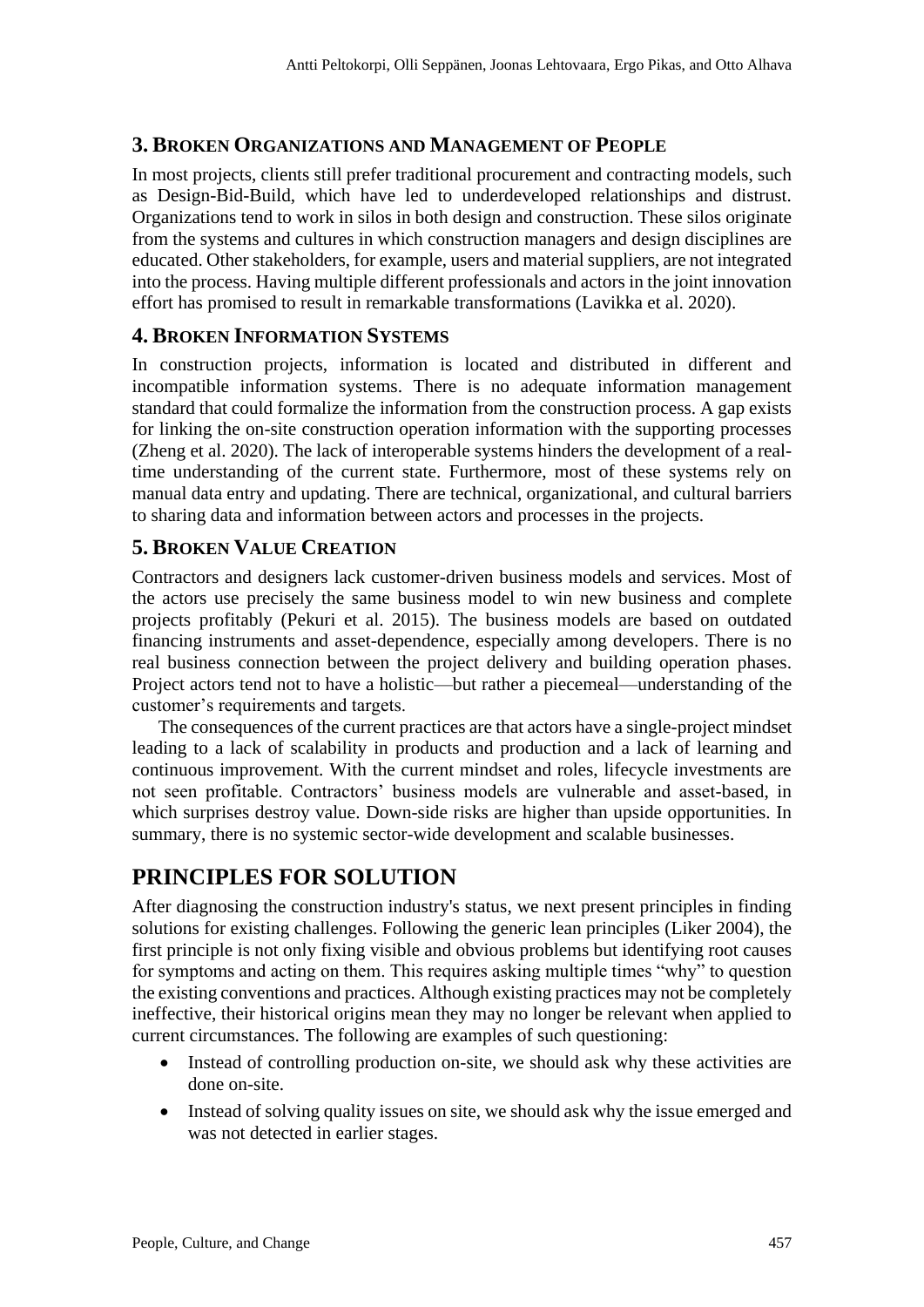### 3. Broken Organizations and Management of People

In most projects, clients still prefer traditional procurement and contracting models, such as Design-Bid-Build, which have led to underdeveloped relationships and distrust. Organizations tend to work in silos in both design and construction. These silos originate from the systems and cultures in which construction managers and design disciplines are educated. Other stakeholders, for example, users and material suppliers, are not integrated into the process. Having multiple different professionals and actors in the joint innovation effort has promised to result in remarkable transformations (Lavikka et al. 2020).

### 4. Broken Information Systems

In construction projects, information is located and distributed in different and incompatible information systems. There is no adequate information management standard that could formalize the information from the construction process. A gap exists for linking the on-site construction operation information with the supporting processes (Zheng et al. 2020). The lack of interoperable systems hinders the development of a real-time understanding of the current state. Furthermore, most of these systems rely on manual data entry and updating. There are technical, organizational, and cultural barriers to sharing data and information between actors and processes in the projects.

### 5. Broken Value Creation

Contractors and designers lack customer-driven business models and services. Most of the actors use precisely the same business model to win new business and complete projects profitably (Pekuri et al. 2015). The business models are based on outdated financing instruments and asset-dependence, especially among developers. There is no real business connection between the project delivery and building operation phases. Project actors tend not to have a holistic—but rather a piecemeal—understanding of the customer's requirements and targets.

The consequences of the current practices are that actors have a single-project mindset leading to a lack of scalability in products and production and a lack of learning and continuous improvement. With the current mindset and roles, lifecycle investments are not seen profitable. Contractors' business models are vulnerable and asset-based, in which surprises destroy value. Down-side risks are higher than upside opportunities. In summary, there is no systemic sector-wide development and scalable businesses.

## PRINCIPLES FOR SOLUTION

After diagnosing the construction industry's status, we next present principles in finding solutions for existing challenges. Following the generic lean principles (Liker 2004), the first principle is not only fixing visible and obvious problems but identifying root causes for symptoms and acting on them. This requires asking multiple times "why" to question the existing conventions and practices. Although existing practices may not be completely ineffective, their historical origins mean they may no longer be relevant when applied to current circumstances. The following are examples of such questioning:

- Instead of controlling production on-site, we should ask why these activities are done on-site.
- Instead of solving quality issues on site, we should ask why the issue emerged and was not detected in earlier stages.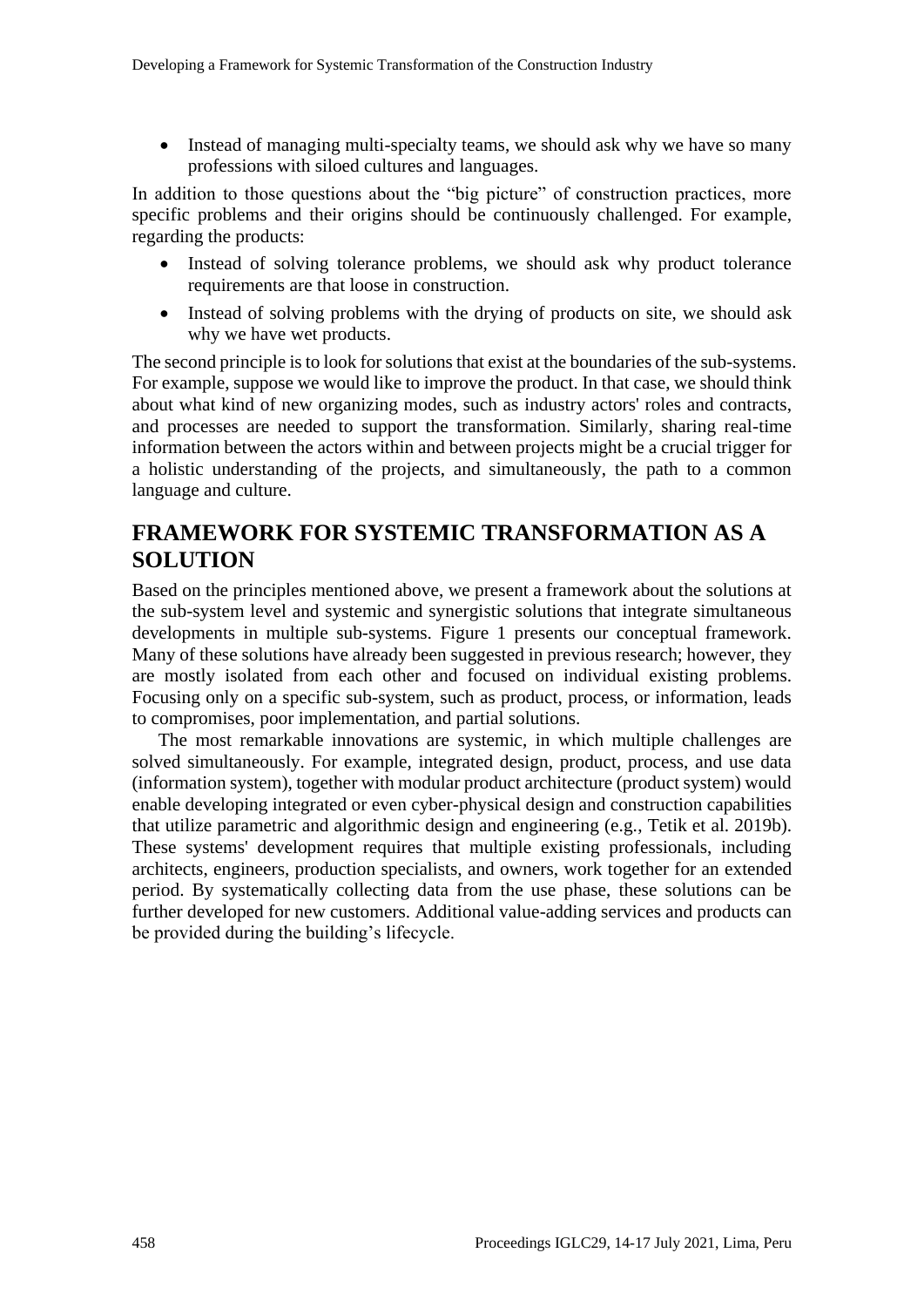- Instead of managing multi-specialty teams, we should ask why we have so many professions with siloed cultures and languages.

In addition to those questions about the "big picture" of construction practices, more specific problems and their origins should be continuously challenged. For example, regarding the products:

- Instead of solving tolerance problems, we should ask why product tolerance requirements are that loose in construction.
- Instead of solving problems with the drying of products on site, we should ask why we have wet products.

The second principle is to look for solutions that exist at the boundaries of the sub-systems. For example, suppose we would like to improve the product. In that case, we should think about what kind of new organizing modes, such as industry actors' roles and contracts, and processes are needed to support the transformation. Similarly, sharing real-time information between the actors within and between projects might be a crucial trigger for a holistic understanding of the projects, and simultaneously, the path to a common language and culture.

## FRAMEWORK FOR SYSTEMIC TRANSFORMATION AS A SOLUTION

Based on the principles mentioned above, we present a framework about the solutions at the sub-system level and systemic and synergistic solutions that integrate simultaneous developments in multiple sub-systems. Figure 1 presents our conceptual framework. Many of these solutions have already been suggested in previous research; however, they are mostly isolated from each other and focused on individual existing problems. Focusing only on a specific sub-system, such as product, process, or information, leads to compromises, poor implementation, and partial solutions.

The most remarkable innovations are systemic, in which multiple challenges are solved simultaneously. For example, integrated design, product, process, and use data (information system), together with modular product architecture (product system) would enable developing integrated or even cyber-physical design and construction capabilities that utilize parametric and algorithmic design and engineering (e.g., Tetik et al. 2019b). These systems' development requires that multiple existing professionals, including architects, engineers, production specialists, and owners, work together for an extended period. By systematically collecting data from the use phase, these solutions can be further developed for new customers. Additional value-adding services and products can be provided during the building's lifecycle.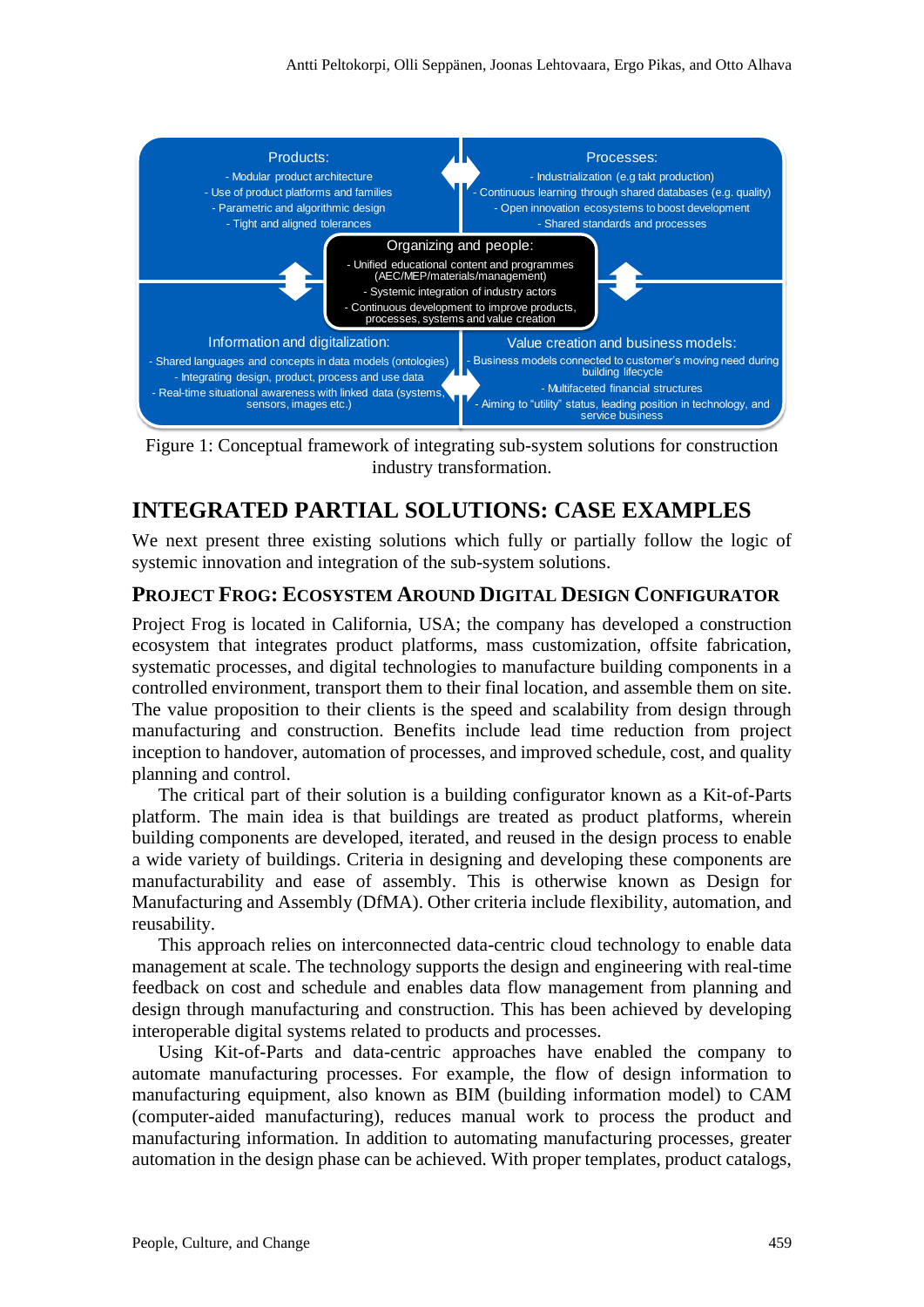Products:
- Modular product architecture
- Use of product platforms and families
- Parametric and algorithmic design
- Tight and aligned tolerances

Processes:
- Industrialization (e.g takt production)
- Continuous learning through shared databases (e.g. quality)
- Open innovation ecosystems to boost development
- Shared standards and processes

Organizing and people:
- Unified educational content and programmes (AEC/MEP/materials/management)
- Systemic integration of industry actors
- Continuous development to improve products, processes, systems and value creation

Information and digitalization:
- Shared languages and concepts in data models (ontologies)
- Integrating design, product, process and use data
- Real-time situational awareness with linked data (systems, sensors, images etc.)

Value creation and business models:
- Business models connected to customer's moving need during building lifecycle
- Multifaceted financial structures
- Aiming to "utility" status, leading position in technology, and service business

Figure 1: Conceptual framework of integrating sub-system solutions for construction industry transformation.

## INTEGRATED PARTIAL SOLUTIONS: CASE EXAMPLES

We next present three existing solutions which fully or partially follow the logic of systemic innovation and integration of the sub-system solutions.

### PROJECT FROG: ECOSYSTEM AROUND DIGITAL DESIGN CONFIGURATOR

Project Frog is located in California, USA; the company has developed a construction ecosystem that integrates product platforms, mass customization, offsite fabrication, systematic processes, and digital technologies to manufacture building components in a controlled environment, transport them to their final location, and assemble them on site. The value proposition to their clients is the speed and scalability from design through manufacturing and construction. Benefits include lead time reduction from project inception to handover, automation of processes, and improved schedule, cost, and quality planning and control.

The critical part of their solution is a building configurator known as a Kit-of-Parts platform. The main idea is that buildings are treated as product platforms, wherein building components are developed, iterated, and reused in the design process to enable a wide variety of buildings. Criteria in designing and developing these components are manufacturability and ease of assembly. This is otherwise known as Design for Manufacturing and Assembly (DfMA). Other criteria include flexibility, automation, and reusability.

This approach relies on interconnected data-centric cloud technology to enable data management at scale. The technology supports the design and engineering with real-time feedback on cost and schedule and enables data flow management from planning and design through manufacturing and construction. This has been achieved by developing interoperable digital systems related to products and processes.

Using Kit-of-Parts and data-centric approaches have enabled the company to automate manufacturing processes. For example, the flow of design information to manufacturing equipment, also known as BIM (building information model) to CAM (computer-aided manufacturing), reduces manual work to process the product and manufacturing information. In addition to automating manufacturing processes, greater automation in the design phase can be achieved. With proper templates, product catalogs,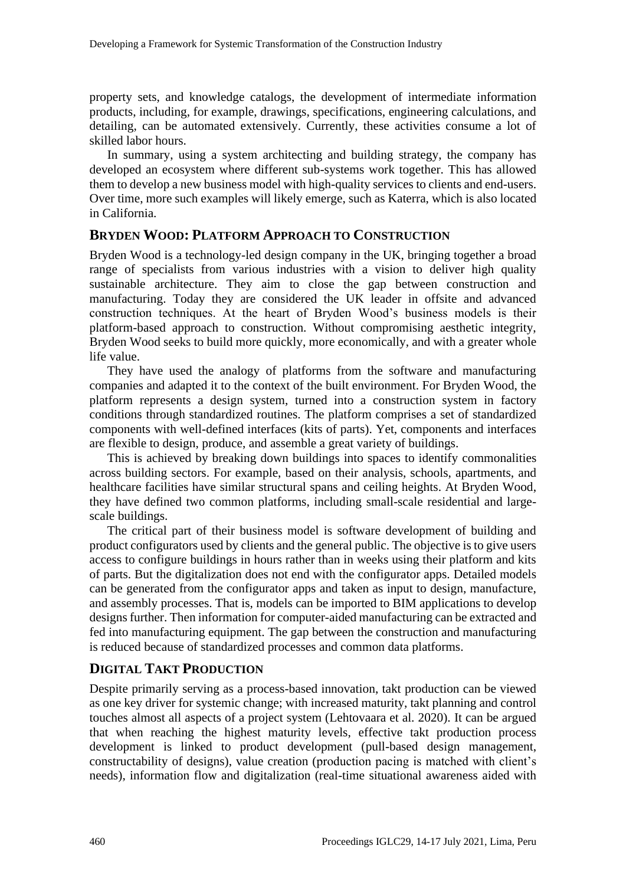property sets, and knowledge catalogs, the development of intermediate information products, including, for example, drawings, specifications, engineering calculations, and detailing, can be automated extensively. Currently, these activities consume a lot of skilled labor hours.

In summary, using a system architecting and building strategy, the company has developed an ecosystem where different sub-systems work together. This has allowed them to develop a new business model with high-quality services to clients and end-users. Over time, more such examples will likely emerge, such as Katerra, which is also located in California.

## BRYDEN WOOD: PLATFORM APPROACH TO CONSTRUCTION

Bryden Wood is a technology-led design company in the UK, bringing together a broad range of specialists from various industries with a vision to deliver high quality sustainable architecture. They aim to close the gap between construction and manufacturing. Today they are considered the UK leader in offsite and advanced construction techniques. At the heart of Bryden Wood's business models is their platform-based approach to construction. Without compromising aesthetic integrity, Bryden Wood seeks to build more quickly, more economically, and with a greater whole life value.

They have used the analogy of platforms from the software and manufacturing companies and adapted it to the context of the built environment. For Bryden Wood, the platform represents a design system, turned into a construction system in factory conditions through standardized routines. The platform comprises a set of standardized components with well-defined interfaces (kits of parts). Yet, components and interfaces are flexible to design, produce, and assemble a great variety of buildings.

This is achieved by breaking down buildings into spaces to identify commonalities across building sectors. For example, based on their analysis, schools, apartments, and healthcare facilities have similar structural spans and ceiling heights. At Bryden Wood, they have defined two common platforms, including small-scale residential and large-scale buildings.

The critical part of their business model is software development of building and product configurators used by clients and the general public. The objective is to give users access to configure buildings in hours rather than in weeks using their platform and kits of parts. But the digitalization does not end with the configurator apps. Detailed models can be generated from the configurator apps and taken as input to design, manufacture, and assembly processes. That is, models can be imported to BIM applications to develop designs further. Then information for computer-aided manufacturing can be extracted and fed into manufacturing equipment. The gap between the construction and manufacturing is reduced because of standardized processes and common data platforms.

## DIGITAL TAKT PRODUCTION

Despite primarily serving as a process-based innovation, takt production can be viewed as one key driver for systemic change; with increased maturity, takt planning and control touches almost all aspects of a project system (Lehtovaara et al. 2020). It can be argued that when reaching the highest maturity levels, effective takt production process development is linked to product development (pull-based design management, constructability of designs), value creation (production pacing is matched with client's needs), information flow and digitalization (real-time situational awareness aided with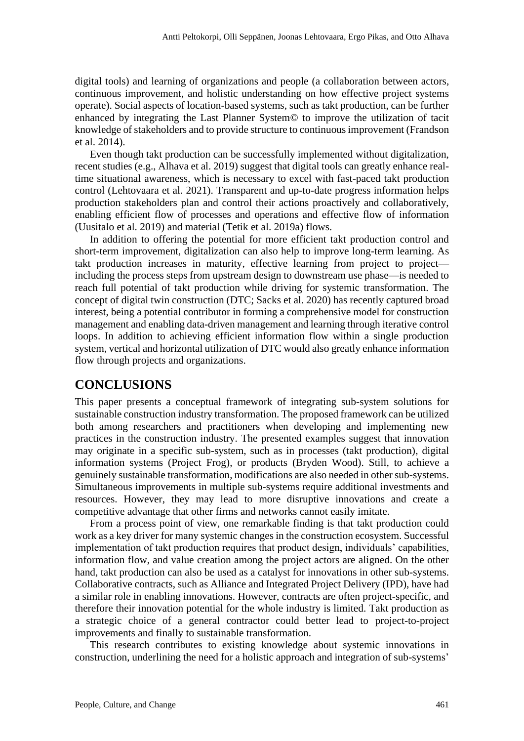digital tools) and learning of organizations and people (a collaboration between actors, continuous improvement, and holistic understanding on how effective project systems operate). Social aspects of location-based systems, such as takt production, can be further enhanced by integrating the Last Planner System© to improve the utilization of tacit knowledge of stakeholders and to provide structure to continuous improvement (Frandson et al. 2014).

Even though takt production can be successfully implemented without digitalization, recent studies (e.g., Alhava et al. 2019) suggest that digital tools can greatly enhance real-time situational awareness, which is necessary to excel with fast-paced takt production control (Lehtovaara et al. 2021). Transparent and up-to-date progress information helps production stakeholders plan and control their actions proactively and collaboratively, enabling efficient flow of processes and operations and effective flow of information (Uusitalo et al. 2019) and material (Tetik et al. 2019a) flows.

In addition to offering the potential for more efficient takt production control and short-term improvement, digitalization can also help to improve long-term learning. As takt production increases in maturity, effective learning from project to project—including the process steps from upstream design to downstream use phase—is needed to reach full potential of takt production while driving for systemic transformation. The concept of digital twin construction (DTC; Sacks et al. 2020) has recently captured broad interest, being a potential contributor in forming a comprehensive model for construction management and enabling data-driven management and learning through iterative control loops. In addition to achieving efficient information flow within a single production system, vertical and horizontal utilization of DTC would also greatly enhance information flow through projects and organizations.

## CONCLUSIONS

This paper presents a conceptual framework of integrating sub-system solutions for sustainable construction industry transformation. The proposed framework can be utilized both among researchers and practitioners when developing and implementing new practices in the construction industry. The presented examples suggest that innovation may originate in a specific sub-system, such as in processes (takt production), digital information systems (Project Frog), or products (Bryden Wood). Still, to achieve a genuinely sustainable transformation, modifications are also needed in other sub-systems. Simultaneous improvements in multiple sub-systems require additional investments and resources. However, they may lead to more disruptive innovations and create a competitive advantage that other firms and networks cannot easily imitate.

From a process point of view, one remarkable finding is that takt production could work as a key driver for many systemic changes in the construction ecosystem. Successful implementation of takt production requires that product design, individuals' capabilities, information flow, and value creation among the project actors are aligned. On the other hand, takt production can also be used as a catalyst for innovations in other sub-systems. Collaborative contracts, such as Alliance and Integrated Project Delivery (IPD), have had a similar role in enabling innovations. However, contracts are often project-specific, and therefore their innovation potential for the whole industry is limited. Takt production as a strategic choice of a general contractor could better lead to project-to-project improvements and finally to sustainable transformation.

This research contributes to existing knowledge about systemic innovations in construction, underlining the need for a holistic approach and integration of sub-systems'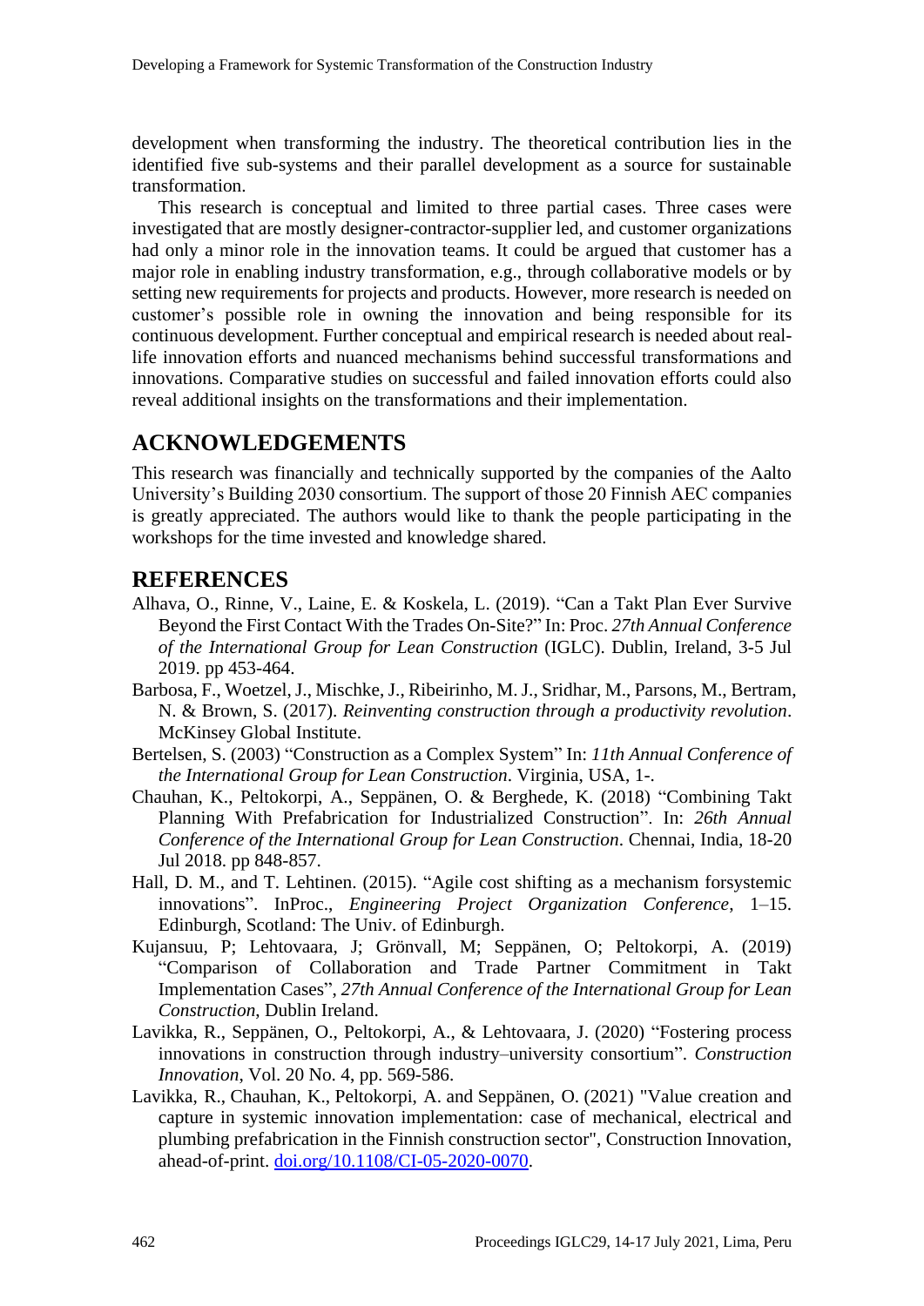development when transforming the industry. The theoretical contribution lies in the identified five sub-systems and their parallel development as a source for sustainable transformation.

This research is conceptual and limited to three partial cases. Three cases were investigated that are mostly designer-contractor-supplier led, and customer organizations had only a minor role in the innovation teams. It could be argued that customer has a major role in enabling industry transformation, e.g., through collaborative models or by setting new requirements for projects and products. However, more research is needed on customer's possible role in owning the innovation and being responsible for its continuous development. Further conceptual and empirical research is needed about real-life innovation efforts and nuanced mechanisms behind successful transformations and innovations. Comparative studies on successful and failed innovation efforts could also reveal additional insights on the transformations and their implementation.

## ACKNOWLEDGEMENTS

This research was financially and technically supported by the companies of the Aalto University's Building 2030 consortium. The support of those 20 Finnish AEC companies is greatly appreciated. The authors would like to thank the people participating in the workshops for the time invested and knowledge shared.

## REFERENCES

Alhava, O., Rinne, V., Laine, E. & Koskela, L. (2019). "Can a Takt Plan Ever Survive Beyond the First Contact With the Trades On-Site?" In: Proc. *27th Annual Conference of the International Group for Lean Construction* (IGLC). Dublin, Ireland, 3-5 Jul 2019. pp 453-464.

Barbosa, F., Woetzel, J., Mischke, J., Ribeirinho, M. J., Sridhar, M., Parsons, M., Bertram, N. & Brown, S. (2017). *Reinventing construction through a productivity revolution*. McKinsey Global Institute.

Bertelsen, S. (2003) "Construction as a Complex System" In: *11th Annual Conference of the International Group for Lean Construction*. Virginia, USA, 1-.

Chauhan, K., Peltokorpi, A., Seppänen, O. & Berghede, K. (2018) "Combining Takt Planning With Prefabrication for Industrialized Construction". In: *26th Annual Conference of the International Group for Lean Construction*. Chennai, India, 18-20 Jul 2018. pp 848-857.

Hall, D. M., and T. Lehtinen. (2015). "Agile cost shifting as a mechanism forsystemic innovations". InProc., *Engineering Project Organization Conference*, 1–15. Edinburgh, Scotland: The Univ. of Edinburgh.

Kujansuu, P; Lehtovaara, J; Grönvall, M; Seppänen, O; Peltokorpi, A. (2019) "Comparison of Collaboration and Trade Partner Commitment in Takt Implementation Cases", *27th Annual Conference of the International Group for Lean Construction*, Dublin Ireland.

Lavikka, R., Seppänen, O., Peltokorpi, A., & Lehtovaara, J. (2020) "Fostering process innovations in construction through industry–university consortium". *Construction Innovation*, Vol. 20 No. 4, pp. 569-586.

Lavikka, R., Chauhan, K., Peltokorpi, A. and Seppänen, O. (2021) "Value creation and capture in systemic innovation implementation: case of mechanical, electrical and plumbing prefabrication in the Finnish construction sector", Construction Innovation, ahead-of-print. doi.org/10.1108/CI-05-2020-0070.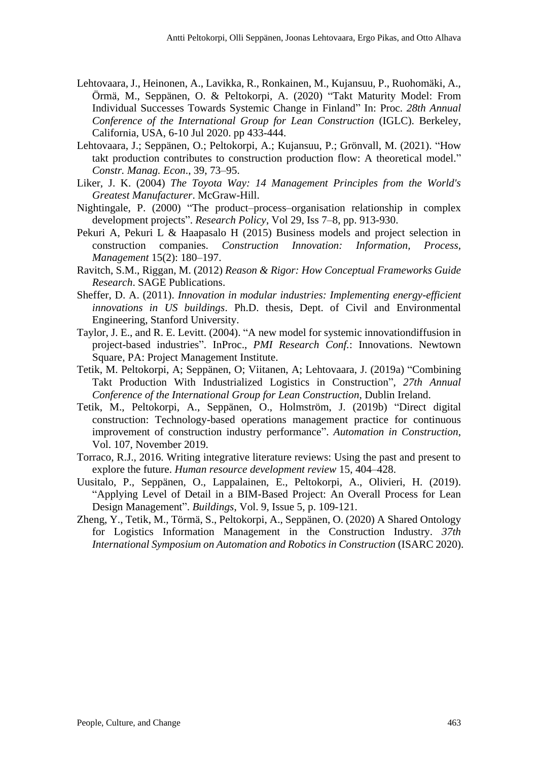Lehtovaara, J., Heinonen, A., Lavikka, R., Ronkainen, M., Kujansuu, P., Ruohomäki, A., Örmä, M., Seppänen, O. & Peltokorpi, A. (2020) "Takt Maturity Model: From Individual Successes Towards Systemic Change in Finland" In: Proc. *28th Annual Conference of the International Group for Lean Construction* (IGLC). Berkeley, California, USA, 6-10 Jul 2020. pp 433-444.

Lehtovaara, J.; Seppänen, O.; Peltokorpi, A.; Kujansuu, P.; Grönvall, M. (2021). "How takt production contributes to construction production flow: A theoretical model." *Constr. Manag. Econ*., 39, 73–95.

Liker, J. K. (2004) *The Toyota Way: 14 Management Principles from the World's Greatest Manufacturer*. McGraw-Hill.

Nightingale, P. (2000) "The product–process–organisation relationship in complex development projects". *Research Policy*, Vol 29, Iss 7–8, pp. 913-930.

Pekuri A, Pekuri L & Haapasalo H (2015) Business models and project selection in construction companies. *Construction Innovation: Information, Process, Management* 15(2): 180–197.

Ravitch, S.M., Riggan, M. (2012) *Reason & Rigor: How Conceptual Frameworks Guide Research*. SAGE Publications.

Sheffer, D. A. (2011). *Innovation in modular industries: Implementing energy-efficient innovations in US buildings*. Ph.D. thesis, Dept. of Civil and Environmental Engineering, Stanford University.

Taylor, J. E., and R. E. Levitt. (2004). "A new model for systemic innovationdiffusion in project-based industries". InProc., *PMI Research Conf.*: Innovations. Newtown Square, PA: Project Management Institute.

Tetik, M. Peltokorpi, A; Seppänen, O; Viitanen, A; Lehtovaara, J. (2019a) "Combining Takt Production With Industrialized Logistics in Construction", *27th Annual Conference of the International Group for Lean Construction*, Dublin Ireland.

Tetik, M., Peltokorpi, A., Seppänen, O., Holmström, J. (2019b) "Direct digital construction: Technology-based operations management practice for continuous improvement of construction industry performance". *Automation in Construction*, Vol. 107, November 2019.

Torraco, R.J., 2016. Writing integrative literature reviews: Using the past and present to explore the future. *Human resource development review* 15, 404–428.

Uusitalo, P., Seppänen, O., Lappalainen, E., Peltokorpi, A., Olivieri, H. (2019). "Applying Level of Detail in a BIM-Based Project: An Overall Process for Lean Design Management". *Buildings*, Vol. 9, Issue 5, p. 109-121.

Zheng, Y., Tetik, M., Törmä, S., Peltokorpi, A., Seppänen, O. (2020) A Shared Ontology for Logistics Information Management in the Construction Industry. *37th International Symposium on Automation and Robotics in Construction* (ISARC 2020).